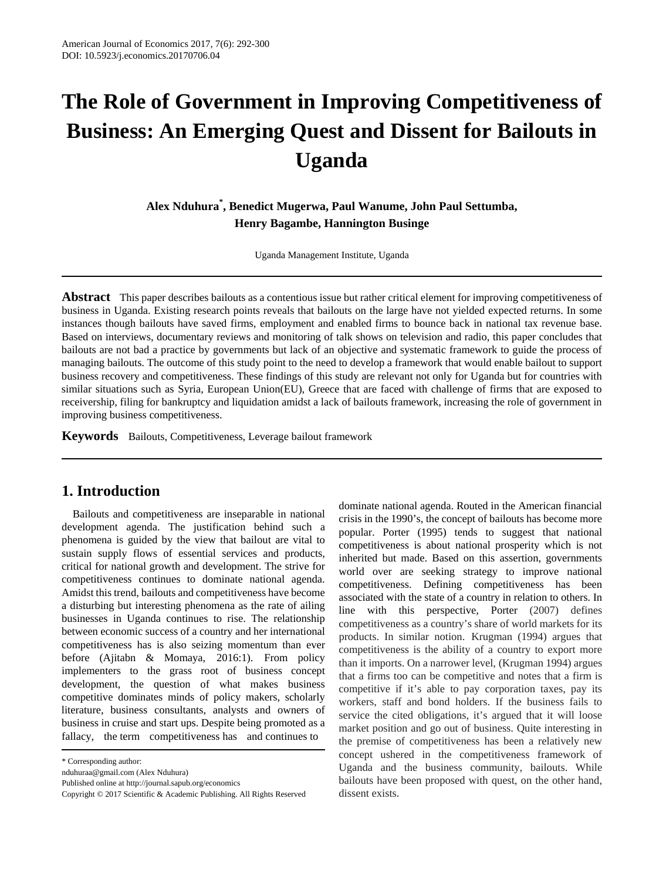# The Role of Government in Improving Competitiveness of Business: An Emerging Quest and Dissent for Bailouts in Uganda

**Alex Nduhura[*], Benedict Mugerwa, Paul Wanume, John Paul Settumba, Henry Bagambe, Hannington Businge**

Uganda Management Institute, Uganda

**Abstract** This paper describes bailouts as a contentious issue but rather critical element for improving competitiveness of business in Uganda. Existing research points reveals that bailouts on the large have not yielded expected returns. In some instances though bailouts have saved firms, employment and enabled firms to bounce back in national tax revenue base. Based on interviews, documentary reviews and monitoring of talk shows on television and radio, this paper concludes that bailouts are not bad a practice by governments but lack of an objective and systematic framework to guide the process of managing bailouts. The outcome of this study point to the need to develop a framework that would enable bailout to support business recovery and competitiveness. These findings of this study are relevant not only for Uganda but for countries with similar situations such as Syria, European Union(EU), Greece that are faced with challenge of firms that are exposed to receivership, filing for bankruptcy and liquidation amidst a lack of bailouts framework, increasing the role of government in improving business competitiveness.

**Keywords** Bailouts, Competitiveness, Leverage bailout framework

## 1. Introduction

Bailouts and competitiveness are inseparable in national development agenda. The justification behind such a phenomena is guided by the view that bailout are vital to sustain supply flows of essential services and products, critical for national growth and development. The strive for competitiveness continues to dominate national agenda. Amidst this trend, bailouts and competitiveness have become a disturbing but interesting phenomena as the rate of ailing businesses in Uganda continues to rise. The relationship between economic success of a country and her international competitiveness has is also seizing momentum than ever before (Ajitabn & Momaya, 2016:1). From policy implementers to the grass root of business concept development, the question of what makes business competitive dominates minds of policy makers, scholarly literature, business consultants, analysts and owners of business in cruise and start ups. Despite being promoted as a fallacy, the term competitiveness has and continues to dominate national agenda. Routed in the American financial crisis in the 1990's, the concept of bailouts has become more popular. Porter (1995) tends to suggest that national competitiveness is about national prosperity which is not inherited but made. Based on this assertion, governments world over are seeking strategy to improve national competitiveness. Defining competitiveness has been associated with the state of a country in relation to others. In line with this perspective, Porter (2007) defines competitiveness as a country's share of world markets for its products. In similar notion. Krugman (1994) argues that competitiveness is the ability of a country to export more than it imports. On a narrower level, (Krugman 1994) argues that a firms too can be competitive and notes that a firm is competitive if it's able to pay corporation taxes, pay its workers, staff and bond holders. If the business fails to service the cited obligations, it's argued that it will loose market position and go out of business. Quite interesting in the premise of competitiveness has been a relatively new concept ushered in the competitiveness framework of Uganda and the business community, bailouts. While bailouts have been proposed with quest, on the other hand, dissent exists.

---

* Corresponding author:

nduhuraa@gmail.com (Alex Nduhura)

Published online at http://journal.sapub.org/economics

Copyright © 2017 Scientific & Academic Publishing. All Rights Reserved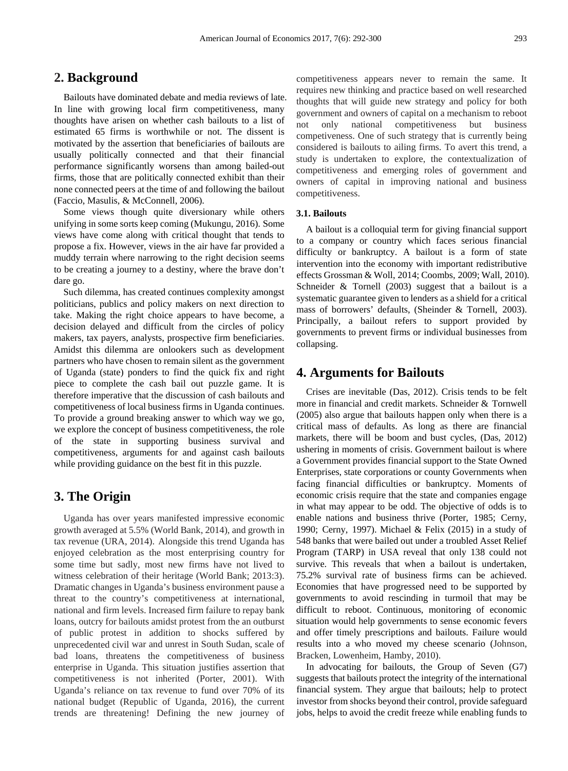## 2. Background

Bailouts have dominated debate and media reviews of late. In line with growing local firm competitiveness, many thoughts have arisen on whether cash bailouts to a list of estimated 65 firms is worthwhile or not. The dissent is motivated by the assertion that beneficiaries of bailouts are usually politically connected and that their financial performance significantly worsens than among bailed-out firms, those that are politically connected exhibit than their none connected peers at the time of and following the bailout (Faccio, Masulis, & McConnell, 2006).

Some views though quite diversionary while others unifying in some sorts keep coming (Mukungu, 2016). Some views have come along with critical thought that tends to propose a fix. However, views in the air have far provided a muddy terrain where narrowing to the right decision seems to be creating a journey to a destiny, where the brave don't dare go.

Such dilemma, has created continues complexity amongst politicians, publics and policy makers on next direction to take. Making the right choice appears to have become, a decision delayed and difficult from the circles of policy makers, tax payers, analysts, prospective firm beneficiaries. Amidst this dilemma are onlookers such as development partners who have chosen to remain silent as the government of Uganda (state) ponders to find the quick fix and right piece to complete the cash bail out puzzle game. It is therefore imperative that the discussion of cash bailouts and competitiveness of local business firms in Uganda continues. To provide a ground breaking answer to which way we go, we explore the concept of business competitiveness, the role of the state in supporting business survival and competitiveness, arguments for and against cash bailouts while providing guidance on the best fit in this puzzle.

## 3. The Origin

Uganda has over years manifested impressive economic growth averaged at 5.5% (World Bank, 2014), and growth in tax revenue (URA, 2014). Alongside this trend Uganda has enjoyed celebration as the most enterprising country for some time but sadly, most new firms have not lived to witness celebration of their heritage (World Bank; 2013:3). Dramatic changes in Uganda's business environment pause a threat to the country's competitiveness at international, national and firm levels. Increased firm failure to repay bank loans, outcry for bailouts amidst protest from the an outburst of public protest in addition to shocks suffered by unprecedented civil war and unrest in South Sudan, scale of bad loans, threatens the competitiveness of business enterprise in Uganda. This situation justifies assertion that competitiveness is not inherited (Porter, 2001). With Uganda's reliance on tax revenue to fund over 70% of its national budget (Republic of Uganda, 2016), the current trends are threatening! Defining the new journey of competitiveness appears never to remain the same. It requires new thinking and practice based on well researched thoughts that will guide new strategy and policy for both government and owners of capital on a mechanism to reboot not only national competitiveness but business competiveness. One of such strategy that is currently being considered is bailouts to ailing firms. To avert this trend, a study is undertaken to explore, the contextualization of competitiveness and emerging roles of government and owners of capital in improving national and business competitiveness.

### 3.1. Bailouts

A bailout is a colloquial term for giving financial support to a company or country which faces serious financial difficulty or bankruptcy. A bailout is a form of state intervention into the economy with important redistributive effects Grossman & Woll, 2014; Coombs, 2009; Wall, 2010). Schneider & Tornell (2003) suggest that a bailout is a systematic guarantee given to lenders as a shield for a critical mass of borrowers' defaults, (Sheinder & Tornell, 2003). Principally, a bailout refers to support provided by governments to prevent firms or individual businesses from collapsing.

## 4. Arguments for Bailouts

Crises are inevitable (Das, 2012). Crisis tends to be felt more in financial and credit markets. Schneider & Tornwell (2005) also argue that bailouts happen only when there is a critical mass of defaults. As long as there are financial markets, there will be boom and bust cycles, (Das, 2012) ushering in moments of crisis. Government bailout is where a Government provides financial support to the State Owned Enterprises, state corporations or county Governments when facing financial difficulties or bankruptcy. Moments of economic crisis require that the state and companies engage in what may appear to be odd. The objective of odds is to enable nations and business thrive (Porter, 1985; Cerny, 1990; Cerny, 1997). Michael & Felix (2015) in a study of 548 banks that were bailed out under a troubled Asset Relief Program (TARP) in USA reveal that only 138 could not survive. This reveals that when a bailout is undertaken, 75.2% survival rate of business firms can be achieved. Economies that have progressed need to be supported by governments to avoid rescinding in turmoil that may be difficult to reboot. Continuous, monitoring of economic situation would help governments to sense economic fevers and offer timely prescriptions and bailouts. Failure would results into a who moved my cheese scenario (Johnson, Bracken, Lowenheim, Hamby, 2010).

In advocating for bailouts, the Group of Seven (G7) suggests that bailouts protect the integrity of the international financial system. They argue that bailouts; help to protect investor from shocks beyond their control, provide safeguard jobs, helps to avoid the credit freeze while enabling funds to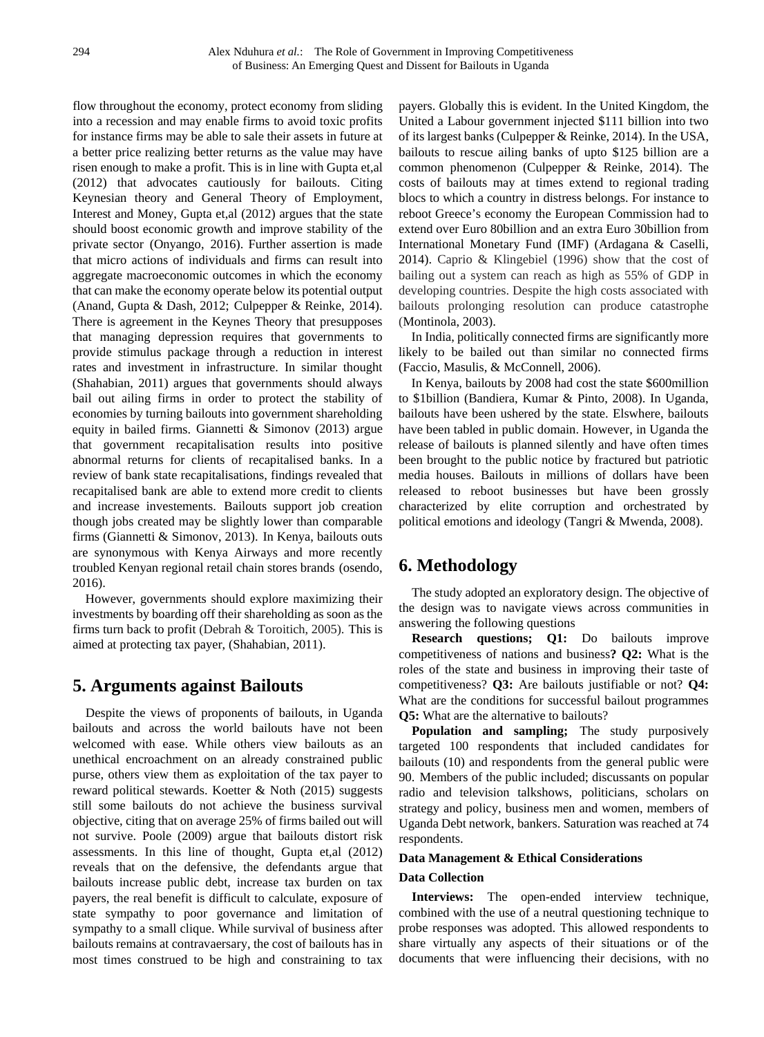flow throughout the economy, protect economy from sliding into a recession and may enable firms to avoid toxic profits for instance firms may be able to sale their assets in future at a better price realizing better returns as the value may have risen enough to make a profit. This is in line with Gupta et,al (2012) that advocates cautiously for bailouts. Citing Keynesian theory and General Theory of Employment, Interest and Money, Gupta et,al (2012) argues that the state should boost economic growth and improve stability of the private sector (Onyango, 2016). Further assertion is made that micro actions of individuals and firms can result into aggregate macroeconomic outcomes in which the economy that can make the economy operate below its potential output (Anand, Gupta & Dash, 2012; Culpepper & Reinke, 2014). There is agreement in the Keynes Theory that presupposes that managing depression requires that governments to provide stimulus package through a reduction in interest rates and investment in infrastructure. In similar thought (Shahabian, 2011) argues that governments should always bail out ailing firms in order to protect the stability of economies by turning bailouts into government shareholding equity in bailed firms. Giannetti & Simonov (2013) argue that government recapitalisation results into positive abnormal returns for clients of recapitalised banks. In a review of bank state recapitalisations, findings revealed that recapitalised bank are able to extend more credit to clients and increase investements. Bailouts support job creation though jobs created may be slightly lower than comparable firms (Giannetti & Simonov, 2013). In Kenya, bailouts outs are synonymous with Kenya Airways and more recently troubled Kenyan regional retail chain stores brands (osendo, 2016).

However, governments should explore maximizing their investments by boarding off their shareholding as soon as the firms turn back to profit (Debrah & Toroitich, 2005). This is aimed at protecting tax payer, (Shahabian, 2011).

## 5. Arguments against Bailouts

Despite the views of proponents of bailouts, in Uganda bailouts and across the world bailouts have not been welcomed with ease. While others view bailouts as an unethical encroachment on an already constrained public purse, others view them as exploitation of the tax payer to reward political stewards. Koetter & Noth (2015) suggests still some bailouts do not achieve the business survival objective, citing that on average 25% of firms bailed out will not survive. Poole (2009) argue that bailouts distort risk assessments. In this line of thought, Gupta et,al (2012) reveals that on the defensive, the defendants argue that bailouts increase public debt, increase tax burden on tax payers, the real benefit is difficult to calculate, exposure of state sympathy to poor governance and limitation of sympathy to a small clique. While survival of business after bailouts remains at contravaersary, the cost of bailouts has in most times construed to be high and constraining to tax payers. Globally this is evident. In the United Kingdom, the United a Labour government injected $111 billion into two of its largest banks (Culpepper & Reinke, 2014). In the USA, bailouts to rescue ailing banks of upto $125 billion are a common phenomenon (Culpepper & Reinke, 2014). The costs of bailouts may at times extend to regional trading blocs to which a country in distress belongs. For instance to reboot Greece's economy the European Commission had to extend over Euro 80billion and an extra Euro 30billion from International Monetary Fund (IMF) (Ardagana & Caselli, 2014). Caprio & Klingebiel (1996) show that the cost of bailing out a system can reach as high as 55% of GDP in developing countries. Despite the high costs associated with bailouts prolonging resolution can produce catastrophe (Montinola, 2003).

In India, politically connected firms are significantly more likely to be bailed out than similar no connected firms (Faccio, Masulis, & McConnell, 2006).

In Kenya, bailouts by 2008 had cost the state $600million to $1billion (Bandiera, Kumar & Pinto, 2008). In Uganda, bailouts have been ushered by the state. Elswhere, bailouts have been tabled in public domain. However, in Uganda the release of bailouts is planned silently and have often times been brought to the public notice by fractured but patriotic media houses. Bailouts in millions of dollars have been released to reboot businesses but have been grossly characterized by elite corruption and orchestrated by political emotions and ideology (Tangri & Mwenda, 2008).

## 6. Methodology

The study adopted an exploratory design. The objective of the design was to navigate views across communities in answering the following questions

**Research questions; Q1:** Do bailouts improve competitiveness of nations and business**? Q2:** What is the roles of the state and business in improving their taste of competitiveness? **Q3:** Are bailouts justifiable or not? **Q4:** What are the conditions for successful bailout programmes **Q5:** What are the alternative to bailouts?

**Population and sampling;** The study purposively targeted 100 respondents that included candidates for bailouts (10) and respondents from the general public were 90. Members of the public included; discussants on popular radio and television talkshows, politicians, scholars on strategy and policy, business men and women, members of Uganda Debt network, bankers. Saturation was reached at 74 respondents.

**Data Management & Ethical Considerations**

**Data Collection**

**Interviews:** The open-ended interview technique, combined with the use of a neutral questioning technique to probe responses was adopted. This allowed respondents to share virtually any aspects of their situations or of the documents that were influencing their decisions, with no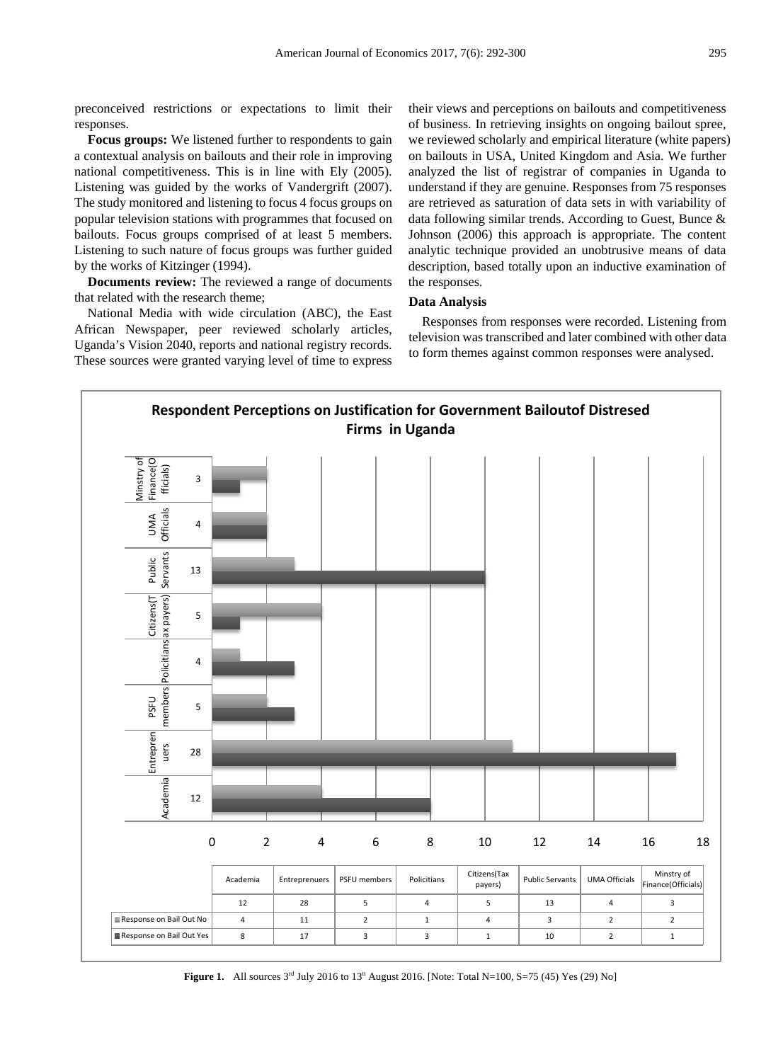preconceived restrictions or expectations to limit their responses.

**Focus groups:** We listened further to respondents to gain a contextual analysis on bailouts and their role in improving national competitiveness. This is in line with Ely (2005). Listening was guided by the works of Vandergrift (2007). The study monitored and listening to focus 4 focus groups on popular television stations with programmes that focused on bailouts. Focus groups comprised of at least 5 members. Listening to such nature of focus groups was further guided by the works of Kitzinger (1994).

**Documents review:** The reviewed a range of documents that related with the research theme;

National Media with wide circulation (ABC), the East African Newspaper, peer reviewed scholarly articles, Uganda's Vision 2040, reports and national registry records. These sources were granted varying level of time to express their views and perceptions on bailouts and competitiveness of business. In retrieving insights on ongoing bailout spree, we reviewed scholarly and empirical literature (white papers) on bailouts in USA, United Kingdom and Asia. We further analyzed the list of registrar of companies in Uganda to understand if they are genuine. Responses from 75 responses are retrieved as saturation of data sets in with variability of data following similar trends. According to Guest, Bunce & Johnson (2006) this approach is appropriate. The content analytic technique provided an unobtrusive means of data description, based totally upon an inductive examination of the responses.

### Data Analysis

Responses from responses were recorded. Listening from television was transcribed and later combined with other data to form themes against common responses were analysed.

**Respondent Perceptions on Justification for Government Bailoutof Distresed Firms in Uganda**

| | Academia | Entreprenuers | PSFU members | Policitians | Citizens(Tax payers) | Public Servants | UMA Officials | Minstry of Finance(Officials) |
|---|---|---|---|---|---|---|---|---|
| | 12 | 28 | 5 | 4 | 5 | 13 | 4 | 3 |
| Response on Bail Out No | 4 | 11 | 2 | 1 | 4 | 3 | 2 | 2 |
| Response on Bail Out Yes | 8 | 17 | 3 | 3 | 1 | 10 | 2 | 1 |

**Figure 1.** All sources 3rd July 2016 to 13th August 2016. [Note: Total N=100, S=75 (45) Yes (29) No]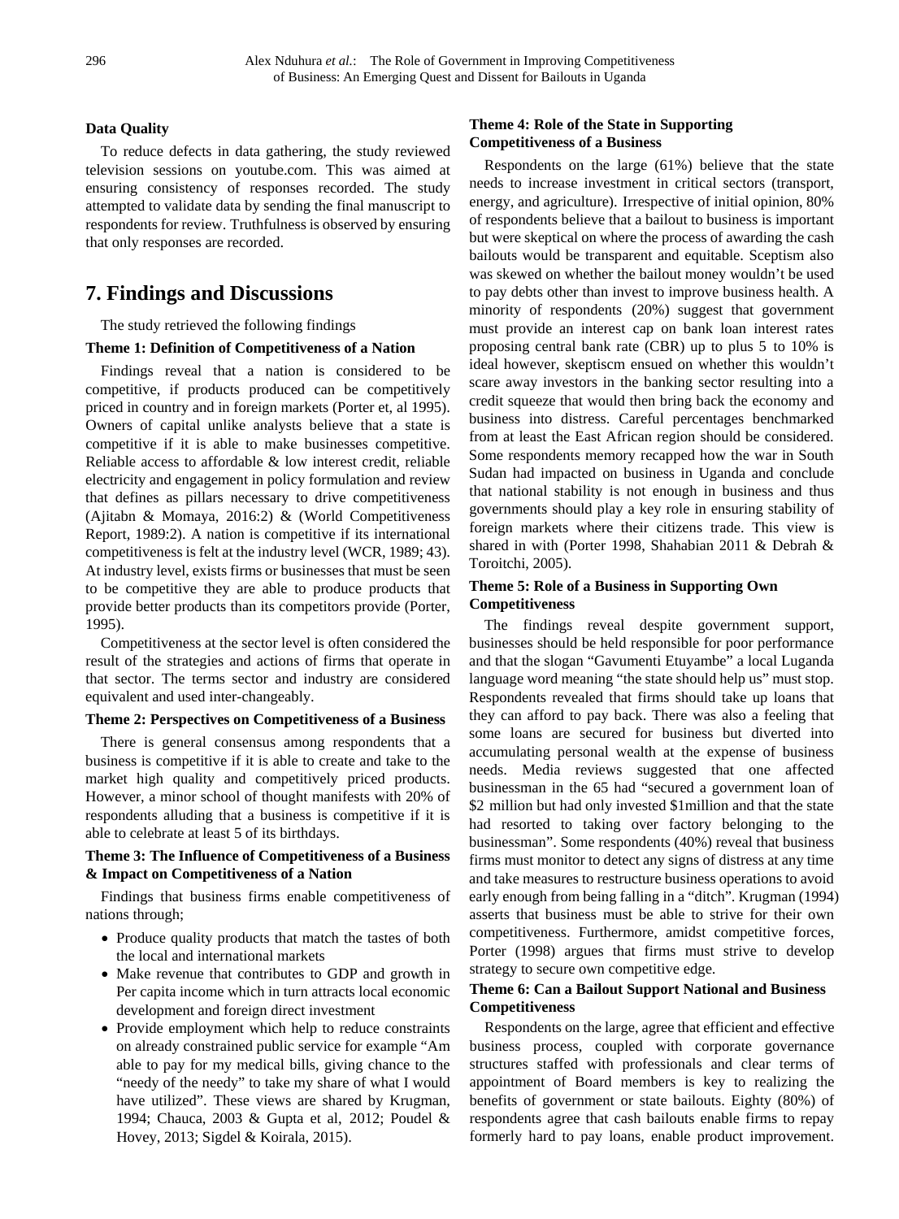### Data Quality

To reduce defects in data gathering, the study reviewed television sessions on youtube.com. This was aimed at ensuring consistency of responses recorded. The study attempted to validate data by sending the final manuscript to respondents for review. Truthfulness is observed by ensuring that only responses are recorded.

## 7. Findings and Discussions

The study retrieved the following findings

**Theme 1: Definition of Competitiveness of a Nation**

Findings reveal that a nation is considered to be competitive, if products produced can be competitively priced in country and in foreign markets (Porter et, al 1995). Owners of capital unlike analysts believe that a state is competitive if it is able to make businesses competitive. Reliable access to affordable & low interest credit, reliable electricity and engagement in policy formulation and review that defines as pillars necessary to drive competitiveness (Ajitabn & Momaya, 2016:2) & (World Competitiveness Report, 1989:2). A nation is competitive if its international competitiveness is felt at the industry level (WCR, 1989; 43). At industry level, exists firms or businesses that must be seen to be competitive they are able to produce products that provide better products than its competitors provide (Porter, 1995).

Competitiveness at the sector level is often considered the result of the strategies and actions of firms that operate in that sector. The terms sector and industry are considered equivalent and used inter-changeably.

**Theme 2: Perspectives on Competitiveness of a Business**

There is general consensus among respondents that a business is competitive if it is able to create and take to the market high quality and competitively priced products. However, a minor school of thought manifests with 20% of respondents alluding that a business is competitive if it is able to celebrate at least 5 of its birthdays.

**Theme 3: The Influence of Competitiveness of a Business & Impact on Competitiveness of a Nation**

Findings that business firms enable competitiveness of nations through;

- Produce quality products that match the tastes of both the local and international markets
- Make revenue that contributes to GDP and growth in Per capita income which in turn attracts local economic development and foreign direct investment
- Provide employment which help to reduce constraints on already constrained public service for example "Am able to pay for my medical bills, giving chance to the "needy of the needy" to take my share of what I would have utilized". These views are shared by Krugman, 1994; Chauca, 2003 & Gupta et al, 2012; Poudel & Hovey, 2013; Sigdel & Koirala, 2015).

**Theme 4: Role of the State in Supporting Competitiveness of a Business**

Respondents on the large (61%) believe that the state needs to increase investment in critical sectors (transport, energy, and agriculture). Irrespective of initial opinion, 80% of respondents believe that a bailout to business is important but were skeptical on where the process of awarding the cash bailouts would be transparent and equitable. Sceptism also was skewed on whether the bailout money wouldn't be used to pay debts other than invest to improve business health. A minority of respondents (20%) suggest that government must provide an interest cap on bank loan interest rates proposing central bank rate (CBR) up to plus 5 to 10% is ideal however, skeptiscm ensued on whether this wouldn't scare away investors in the banking sector resulting into a credit squeeze that would then bring back the economy and business into distress. Careful percentages benchmarked from at least the East African region should be considered. Some respondents memory recapped how the war in South Sudan had impacted on business in Uganda and conclude that national stability is not enough in business and thus governments should play a key role in ensuring stability of foreign markets where their citizens trade. This view is shared in with (Porter 1998, Shahabian 2011 & Debrah & Toroitchi, 2005).

**Theme 5: Role of a Business in Supporting Own Competitiveness**

The findings reveal despite government support, businesses should be held responsible for poor performance and that the slogan "Gavumenti Etuyambe" a local Luganda language word meaning "the state should help us" must stop. Respondents revealed that firms should take up loans that they can afford to pay back. There was also a feeling that some loans are secured for business but diverted into accumulating personal wealth at the expense of business needs. Media reviews suggested that one affected businessman in the 65 had "secured a government loan of $2 million but had only invested $1million and that the state had resorted to taking over factory belonging to the businessman". Some respondents (40%) reveal that business firms must monitor to detect any signs of distress at any time and take measures to restructure business operations to avoid early enough from being falling in a "ditch". Krugman (1994) asserts that business must be able to strive for their own competitiveness. Furthermore, amidst competitive forces, Porter (1998) argues that firms must strive to develop strategy to secure own competitive edge.

**Theme 6: Can a Bailout Support National and Business Competitiveness**

Respondents on the large, agree that efficient and effective business process, coupled with corporate governance structures staffed with professionals and clear terms of appointment of Board members is key to realizing the benefits of government or state bailouts. Eighty (80%) of respondents agree that cash bailouts enable firms to repay formerly hard to pay loans, enable product improvement.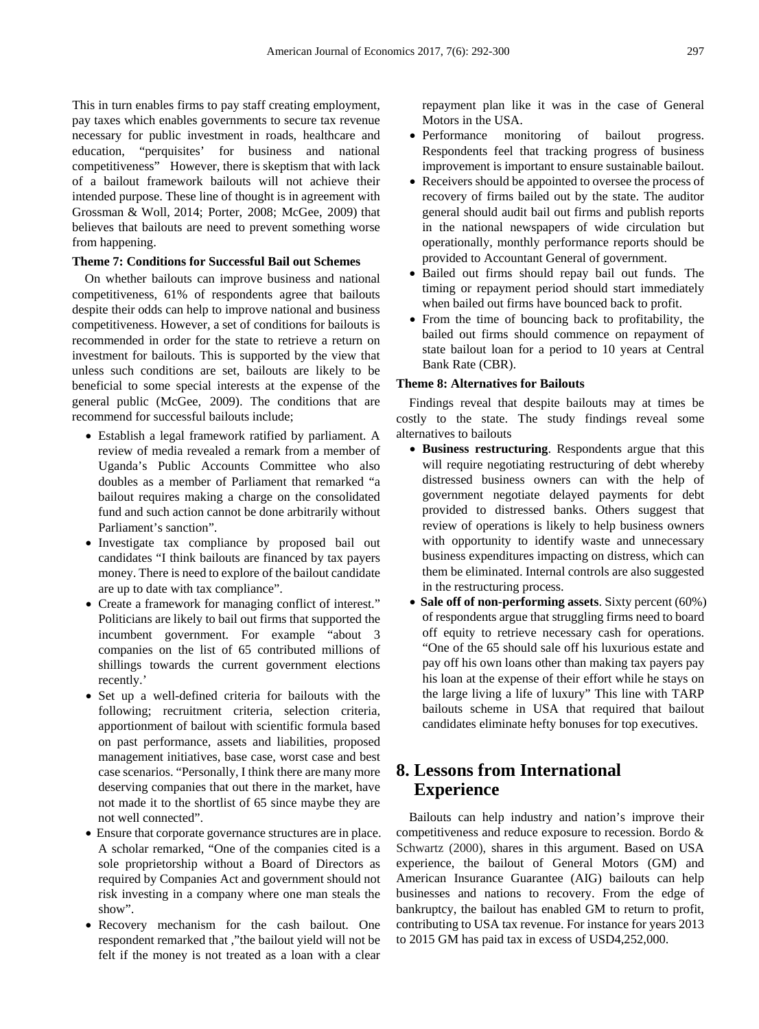This in turn enables firms to pay staff creating employment, pay taxes which enables governments to secure tax revenue necessary for public investment in roads, healthcare and education, "perquisites' for business and national competitiveness" However, there is skeptism that with lack of a bailout framework bailouts will not achieve their intended purpose. These line of thought is in agreement with Grossman & Woll, 2014; Porter, 2008; McGee, 2009) that believes that bailouts are need to prevent something worse from happening.

**Theme 7: Conditions for Successful Bail out Schemes**

On whether bailouts can improve business and national competitiveness, 61% of respondents agree that bailouts despite their odds can help to improve national and business competitiveness. However, a set of conditions for bailouts is recommended in order for the state to retrieve a return on investment for bailouts. This is supported by the view that unless such conditions are set, bailouts are likely to be beneficial to some special interests at the expense of the general public (McGee, 2009). The conditions that are recommend for successful bailouts include;

- Establish a legal framework ratified by parliament. A review of media revealed a remark from a member of Uganda's Public Accounts Committee who also doubles as a member of Parliament that remarked "a bailout requires making a charge on the consolidated fund and such action cannot be done arbitrarily without Parliament's sanction".
- Investigate tax compliance by proposed bail out candidates "I think bailouts are financed by tax payers money. There is need to explore of the bailout candidate are up to date with tax compliance".
- Create a framework for managing conflict of interest." Politicians are likely to bail out firms that supported the incumbent government. For example "about 3 companies on the list of 65 contributed millions of shillings towards the current government elections recently.'
- Set up a well-defined criteria for bailouts with the following; recruitment criteria, selection criteria, apportionment of bailout with scientific formula based on past performance, assets and liabilities, proposed management initiatives, base case, worst case and best case scenarios. "Personally, I think there are many more deserving companies that out there in the market, have not made it to the shortlist of 65 since maybe they are not well connected".
- Ensure that corporate governance structures are in place. A scholar remarked, "One of the companies cited is a sole proprietorship without a Board of Directors as required by Companies Act and government should not risk investing in a company where one man steals the show".
- Recovery mechanism for the cash bailout. One respondent remarked that ,"the bailout yield will not be felt if the money is not treated as a loan with a clear repayment plan like it was in the case of General Motors in the USA.
- Performance monitoring of bailout progress. Respondents feel that tracking progress of business improvement is important to ensure sustainable bailout.
- Receivers should be appointed to oversee the process of recovery of firms bailed out by the state. The auditor general should audit bail out firms and publish reports in the national newspapers of wide circulation but operationally, monthly performance reports should be provided to Accountant General of government.
- Bailed out firms should repay bail out funds. The timing or repayment period should start immediately when bailed out firms have bounced back to profit.
- From the time of bouncing back to profitability, the bailed out firms should commence on repayment of state bailout loan for a period to 10 years at Central Bank Rate (CBR).

**Theme 8: Alternatives for Bailouts**

Findings reveal that despite bailouts may at times be costly to the state. The study findings reveal some alternatives to bailouts

- **Business restructuring**. Respondents argue that this will require negotiating restructuring of debt whereby distressed business owners can with the help of government negotiate delayed payments for debt provided to distressed banks. Others suggest that review of operations is likely to help business owners with opportunity to identify waste and unnecessary business expenditures impacting on distress, which can them be eliminated. Internal controls are also suggested in the restructuring process.
- **Sale off of non-performing assets**. Sixty percent (60%) of respondents argue that struggling firms need to board off equity to retrieve necessary cash for operations. "One of the 65 should sale off his luxurious estate and pay off his own loans other than making tax payers pay his loan at the expense of their effort while he stays on the large living a life of luxury" This line with TARP bailouts scheme in USA that required that bailout candidates eliminate hefty bonuses for top executives.

## 8. Lessons from International Experience

Bailouts can help industry and nation's improve their competitiveness and reduce exposure to recession. Bordo & Schwartz (2000), shares in this argument. Based on USA experience, the bailout of General Motors (GM) and American Insurance Guarantee (AIG) bailouts can help businesses and nations to recovery. From the edge of bankruptcy, the bailout has enabled GM to return to profit, contributing to USA tax revenue. For instance for years 2013 to 2015 GM has paid tax in excess of USD4,252,000.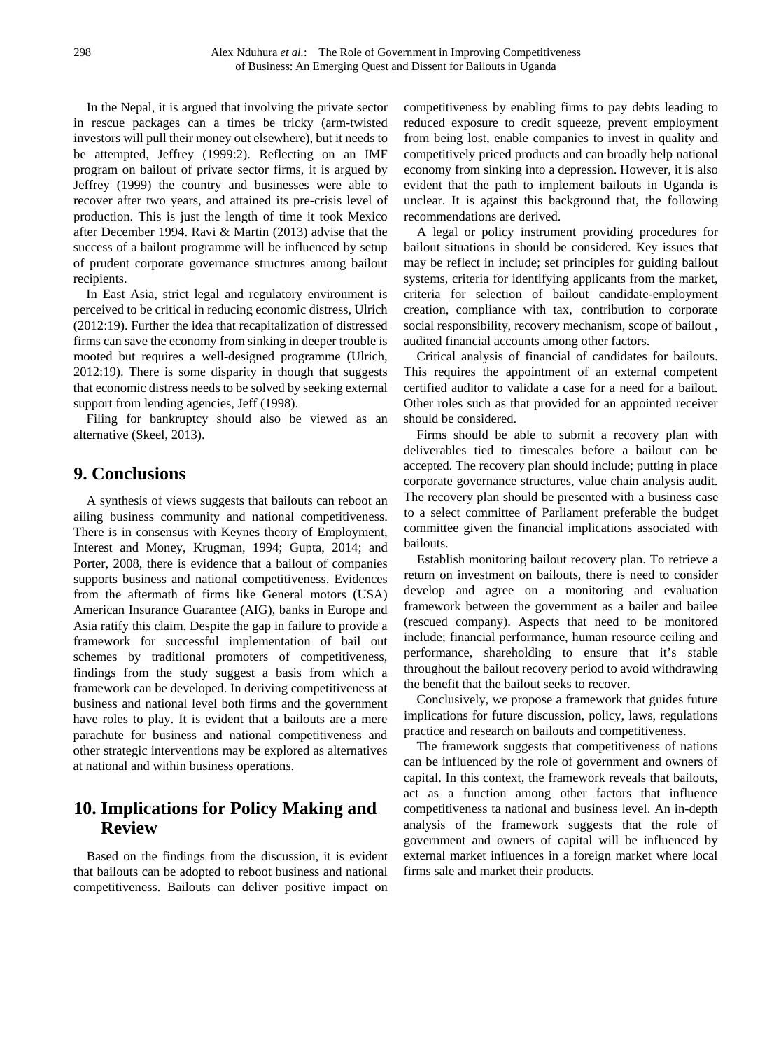In the Nepal, it is argued that involving the private sector in rescue packages can a times be tricky (arm-twisted investors will pull their money out elsewhere), but it needs to be attempted, Jeffrey (1999:2). Reflecting on an IMF program on bailout of private sector firms, it is argued by Jeffrey (1999) the country and businesses were able to recover after two years, and attained its pre-crisis level of production. This is just the length of time it took Mexico after December 1994. Ravi & Martin (2013) advise that the success of a bailout programme will be influenced by setup of prudent corporate governance structures among bailout recipients.

In East Asia, strict legal and regulatory environment is perceived to be critical in reducing economic distress, Ulrich (2012:19). Further the idea that recapitalization of distressed firms can save the economy from sinking in deeper trouble is mooted but requires a well-designed programme (Ulrich, 2012:19). There is some disparity in though that suggests that economic distress needs to be solved by seeking external support from lending agencies, Jeff (1998).

Filing for bankruptcy should also be viewed as an alternative (Skeel, 2013).

## 9. Conclusions

A synthesis of views suggests that bailouts can reboot an ailing business community and national competitiveness. There is in consensus with Keynes theory of Employment, Interest and Money, Krugman, 1994; Gupta, 2014; and Porter, 2008, there is evidence that a bailout of companies supports business and national competitiveness. Evidences from the aftermath of firms like General motors (USA) American Insurance Guarantee (AIG), banks in Europe and Asia ratify this claim. Despite the gap in failure to provide a framework for successful implementation of bail out schemes by traditional promoters of competitiveness, findings from the study suggest a basis from which a framework can be developed. In deriving competitiveness at business and national level both firms and the government have roles to play. It is evident that a bailouts are a mere parachute for business and national competitiveness and other strategic interventions may be explored as alternatives at national and within business operations.

## 10. Implications for Policy Making and Review

Based on the findings from the discussion, it is evident that bailouts can be adopted to reboot business and national competitiveness. Bailouts can deliver positive impact on competitiveness by enabling firms to pay debts leading to reduced exposure to credit squeeze, prevent employment from being lost, enable companies to invest in quality and competitively priced products and can broadly help national economy from sinking into a depression. However, it is also evident that the path to implement bailouts in Uganda is unclear. It is against this background that, the following recommendations are derived.

A legal or policy instrument providing procedures for bailout situations in should be considered. Key issues that may be reflect in include; set principles for guiding bailout systems, criteria for identifying applicants from the market, criteria for selection of bailout candidate-employment creation, compliance with tax, contribution to corporate social responsibility, recovery mechanism, scope of bailout , audited financial accounts among other factors.

Critical analysis of financial of candidates for bailouts. This requires the appointment of an external competent certified auditor to validate a case for a need for a bailout. Other roles such as that provided for an appointed receiver should be considered.

Firms should be able to submit a recovery plan with deliverables tied to timescales before a bailout can be accepted. The recovery plan should include; putting in place corporate governance structures, value chain analysis audit. The recovery plan should be presented with a business case to a select committee of Parliament preferable the budget committee given the financial implications associated with bailouts.

Establish monitoring bailout recovery plan. To retrieve a return on investment on bailouts, there is need to consider develop and agree on a monitoring and evaluation framework between the government as a bailer and bailee (rescued company). Aspects that need to be monitored include; financial performance, human resource ceiling and performance, shareholding to ensure that it's stable throughout the bailout recovery period to avoid withdrawing the benefit that the bailout seeks to recover.

Conclusively, we propose a framework that guides future implications for future discussion, policy, laws, regulations practice and research on bailouts and competitiveness.

The framework suggests that competitiveness of nations can be influenced by the role of government and owners of capital. In this context, the framework reveals that bailouts, act as a function among other factors that influence competitiveness ta national and business level. An in-depth analysis of the framework suggests that the role of government and owners of capital will be influenced by external market influences in a foreign market where local firms sale and market their products.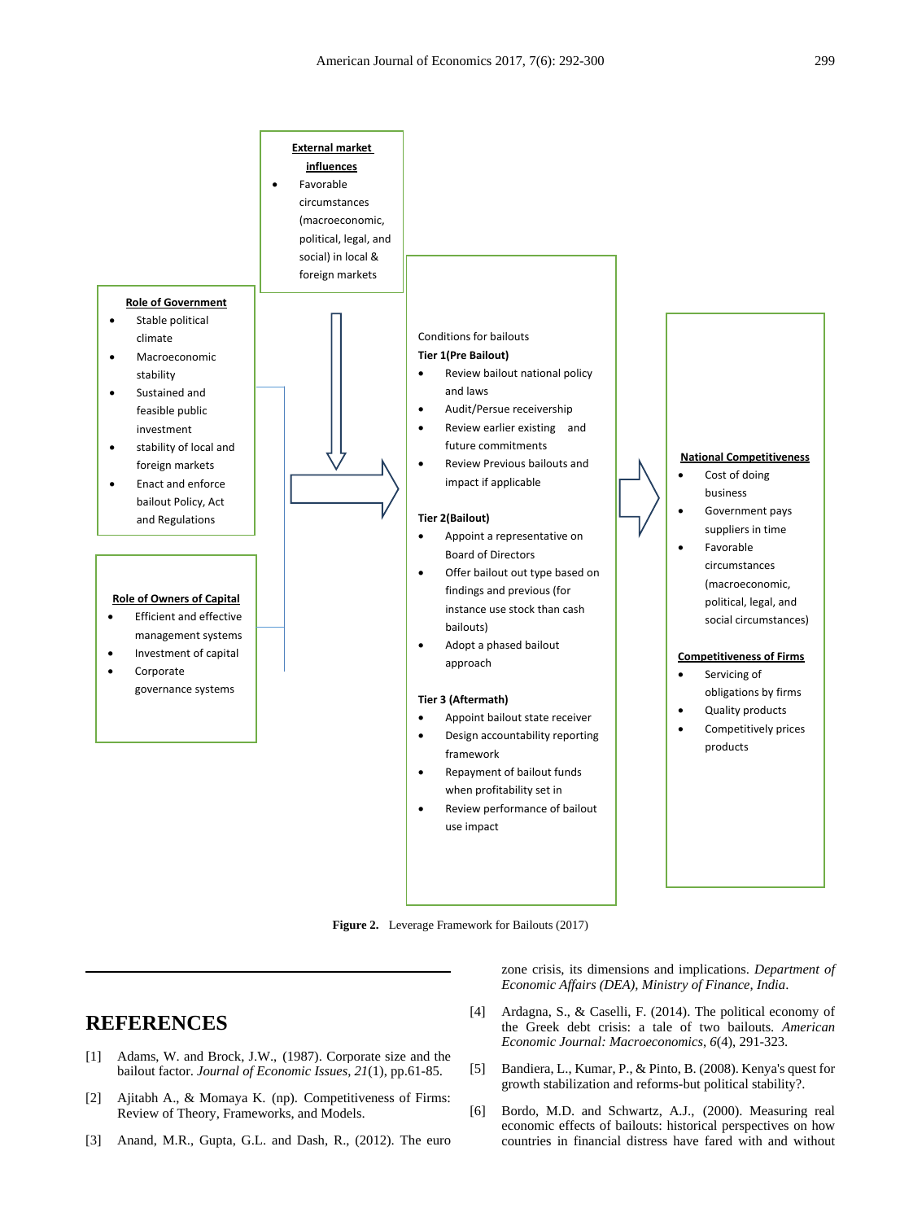**External market influences**

- Favorable circumstances (macroeconomic, political, legal, and social) in local & foreign markets

**Role of Government**

- Stable political climate
- Macroeconomic stability
- Sustained and feasible public investment
- stability of local and foreign markets
- Enact and enforce bailout Policy, Act and Regulations

**Role of Owners of Capital**

- Efficient and effective management systems
- Investment of capital
- Corporate governance systems

Conditions for bailouts

**Tier 1(Pre Bailout)**

- Review bailout national policy and laws
- Audit/Persue receivership
- Review earlier existing and future commitments
- Review Previous bailouts and impact if applicable

**Tier 2(Bailout)**

- Appoint a representative on Board of Directors
- Offer bailout out type based on findings and previous (for instance use stock than cash bailouts)
- Adopt a phased bailout approach

**Tier 3 (Aftermath)**

- Appoint bailout state receiver
- Design accountability reporting framework
- Repayment of bailout funds when profitability set in
- Review performance of bailout use impact

**National Competitiveness**

- Cost of doing business
- Government pays suppliers in time
- Favorable circumstances (macroeconomic, political, legal, and social circumstances)

**Competitiveness of Firms**

- Servicing of obligations by firms
- Quality products
- Competitively prices products

**Figure 2.** Leverage Framework for Bailouts (2017)

## REFERENCES

[1] Adams, W. and Brock, J.W., (1987). Corporate size and the bailout factor. *Journal of Economic Issues*, *21*(1), pp.61-85.

[2] Ajitabh A., & Momaya K. (np). Competitiveness of Firms: Review of Theory, Frameworks, and Models.

[3] Anand, M.R., Gupta, G.L. and Dash, R., (2012). The euro zone crisis, its dimensions and implications. *Department of Economic Affairs (DEA), Ministry of Finance, India*.

[4] Ardagna, S., & Caselli, F. (2014). The political economy of the Greek debt crisis: a tale of two bailouts. *American Economic Journal: Macroeconomics*, *6*(4), 291-323.

[5] Bandiera, L., Kumar, P., & Pinto, B. (2008). Kenya's quest for growth stabilization and reforms-but political stability?.

[6] Bordo, M.D. and Schwartz, A.J., (2000). Measuring real economic effects of bailouts: historical perspectives on how countries in financial distress have fared with and without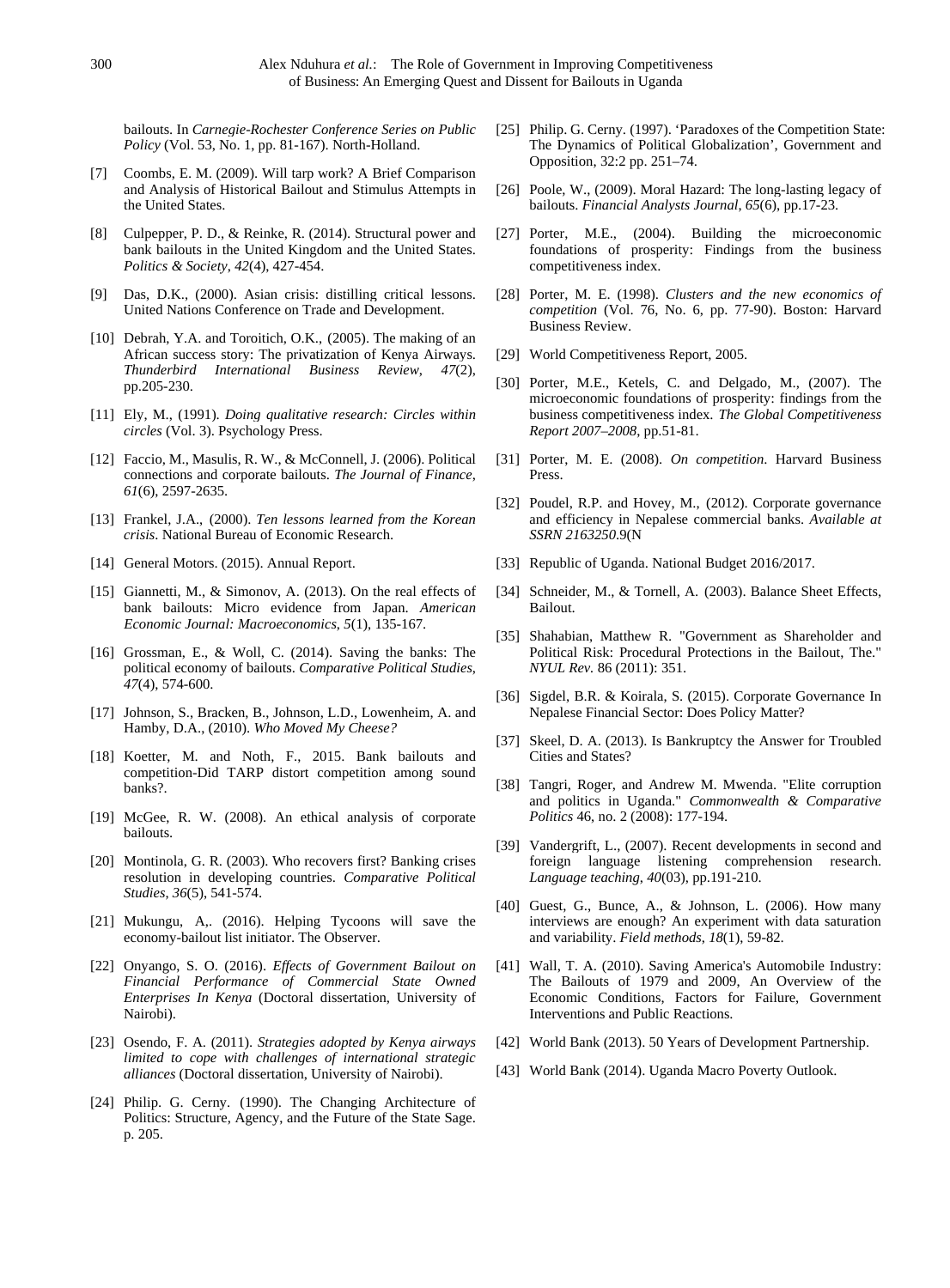bailouts. In *Carnegie-Rochester Conference Series on Public Policy* (Vol. 53, No. 1, pp. 81-167). North-Holland.

[7] Coombs, E. M. (2009). Will tarp work? A Brief Comparison and Analysis of Historical Bailout and Stimulus Attempts in the United States.

[8] Culpepper, P. D., & Reinke, R. (2014). Structural power and bank bailouts in the United Kingdom and the United States. *Politics & Society, 42*(4), 427-454.

[9] Das, D.K., (2000). Asian crisis: distilling critical lessons. United Nations Conference on Trade and Development.

[10] Debrah, Y.A. and Toroitich, O.K., (2005). The making of an African success story: The privatization of Kenya Airways. *Thunderbird International Business Review, 47*(2), pp.205-230.

[11] Ely, M., (1991). *Doing qualitative research: Circles within circles* (Vol. 3). Psychology Press.

[12] Faccio, M., Masulis, R. W., & McConnell, J. (2006). Political connections and corporate bailouts. *The Journal of Finance, 61*(6), 2597-2635.

[13] Frankel, J.A., (2000). *Ten lessons learned from the Korean crisis*. National Bureau of Economic Research.

[14] General Motors. (2015). Annual Report.

[15] Giannetti, M., & Simonov, A. (2013). On the real effects of bank bailouts: Micro evidence from Japan. *American Economic Journal: Macroeconomics, 5*(1), 135-167.

[16] Grossman, E., & Woll, C. (2014). Saving the banks: The political economy of bailouts. *Comparative Political Studies, 47*(4), 574-600.

[17] Johnson, S., Bracken, B., Johnson, L.D., Lowenheim, A. and Hamby, D.A., (2010). *Who Moved My Cheese?*

[18] Koetter, M. and Noth, F., 2015. Bank bailouts and competition-Did TARP distort competition among sound banks?.

[19] McGee, R. W. (2008). An ethical analysis of corporate bailouts.

[20] Montinola, G. R. (2003). Who recovers first? Banking crises resolution in developing countries. *Comparative Political Studies, 36*(5), 541-574.

[21] Mukungu, A,. (2016). Helping Tycoons will save the economy-bailout list initiator. The Observer.

[22] Onyango, S. O. (2016). *Effects of Government Bailout on Financial Performance of Commercial State Owned Enterprises In Kenya* (Doctoral dissertation, University of Nairobi).

[23] Osendo, F. A. (2011). *Strategies adopted by Kenya airways limited to cope with challenges of international strategic alliances* (Doctoral dissertation, University of Nairobi).

[24] Philip. G. Cerny. (1990). The Changing Architecture of Politics: Structure, Agency, and the Future of the State Sage. p. 205.

[25] Philip. G. Cerny. (1997). 'Paradoxes of the Competition State: The Dynamics of Political Globalization', Government and Opposition, 32:2 pp. 251–74.

[26] Poole, W., (2009). Moral Hazard: The long-lasting legacy of bailouts. *Financial Analysts Journal, 65*(6), pp.17-23.

[27] Porter, M.E., (2004). Building the microeconomic foundations of prosperity: Findings from the business competitiveness index.

[28] Porter, M. E. (1998). *Clusters and the new economics of competition* (Vol. 76, No. 6, pp. 77-90). Boston: Harvard Business Review.

[29] World Competitiveness Report, 2005.

[30] Porter, M.E., Ketels, C. and Delgado, M., (2007). The microeconomic foundations of prosperity: findings from the business competitiveness index. *The Global Competitiveness Report 2007–2008*, pp.51-81.

[31] Porter, M. E. (2008). *On competition*. Harvard Business Press.

[32] Poudel, R.P. and Hovey, M., (2012). Corporate governance and efficiency in Nepalese commercial banks. *Available at SSRN 2163250*.9(N

[33] Republic of Uganda. National Budget 2016/2017.

[34] Schneider, M., & Tornell, A. (2003). Balance Sheet Effects, Bailout.

[35] Shahabian, Matthew R. "Government as Shareholder and Political Risk: Procedural Protections in the Bailout, The." *NYUL Rev.* 86 (2011): 351.

[36] Sigdel, B.R. & Koirala, S. (2015). Corporate Governance In Nepalese Financial Sector: Does Policy Matter?

[37] Skeel, D. A. (2013). Is Bankruptcy the Answer for Troubled Cities and States?

[38] Tangri, Roger, and Andrew M. Mwenda. "Elite corruption and politics in Uganda." *Commonwealth & Comparative Politics* 46, no. 2 (2008): 177-194.

[39] Vandergrift, L., (2007). Recent developments in second and foreign language listening comprehension research. *Language teaching, 40*(03), pp.191-210.

[40] Guest, G., Bunce, A., & Johnson, L. (2006). How many interviews are enough? An experiment with data saturation and variability. *Field methods, 18*(1), 59-82.

[41] Wall, T. A. (2010). Saving America's Automobile Industry: The Bailouts of 1979 and 2009, An Overview of the Economic Conditions, Factors for Failure, Government Interventions and Public Reactions.

[42] World Bank (2013). 50 Years of Development Partnership.

[43] World Bank (2014). Uganda Macro Poverty Outlook.